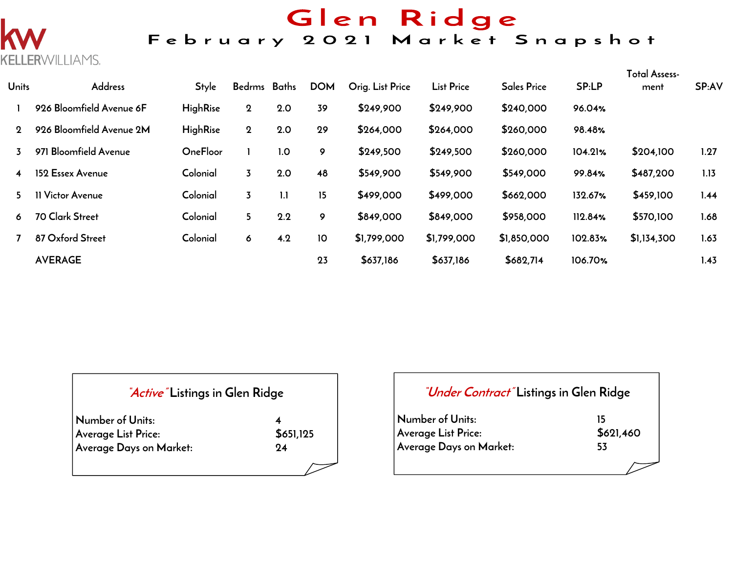KELLERWILLIAMS.

# Glen Ridge

## February 2021 Market Snapshot

| Units | Address | Style | Bedrms | Baths | DOM | Orig. List Price | List Price | Sales Price | SP:LP | Total Assess-ment | SP:AV |
|---|---|---|---|---|---|---|---|---|---|---|---|
| 1 | 926 Bloomfield Avenue 6F | HighRise | 2 | 2.0 | 39 | $249,900 | $249,900 | $240,000 | 96.04% | | |
| 2 | 926 Bloomfield Avenue 2M | HighRise | 2 | 2.0 | 29 | $264,000 | $264,000 | $260,000 | 98.48% | | |
| 3 | 971 Bloomfield Avenue | OneFloor | 1 | 1.0 | 9 | $249,500 | $249,500 | $260,000 | 104.21% | $204,100 | 1.27 |
| 4 | 152 Essex Avenue | Colonial | 3 | 2.0 | 48 | $549,900 | $549,900 | $549,000 | 99.84% | $487,200 | 1.13 |
| 5 | 11 Victor Avenue | Colonial | 3 | 1.1 | 15 | $499,000 | $499,000 | $662,000 | 132.67% | $459,100 | 1.44 |
| 6 | 70 Clark Street | Colonial | 5 | 2.2 | 9 | $849,000 | $849,000 | $958,000 | 112.84% | $570,100 | 1.68 |
| 7 | 87 Oxford Street | Colonial | 6 | 4.2 | 10 | $1,799,000 | $1,799,000 | $1,850,000 | 102.83% | $1,134,300 | 1.63 |
| | AVERAGE | | | | 23 | $637,186 | $637,186 | $682,714 | 106.70% | | 1.43 |

### *"Active"* Listings in Glen Ridge

| | |
|---|---|
| Number of Units: | 4 |
| Average List Price: | $651,125 |
| Average Days on Market: | 24 |

### *"Under Contract"* Listings in Glen Ridge

| | |
|---|---|
| Number of Units: | 15 |
| Average List Price: | $621,460 |
| Average Days on Market: | 53 |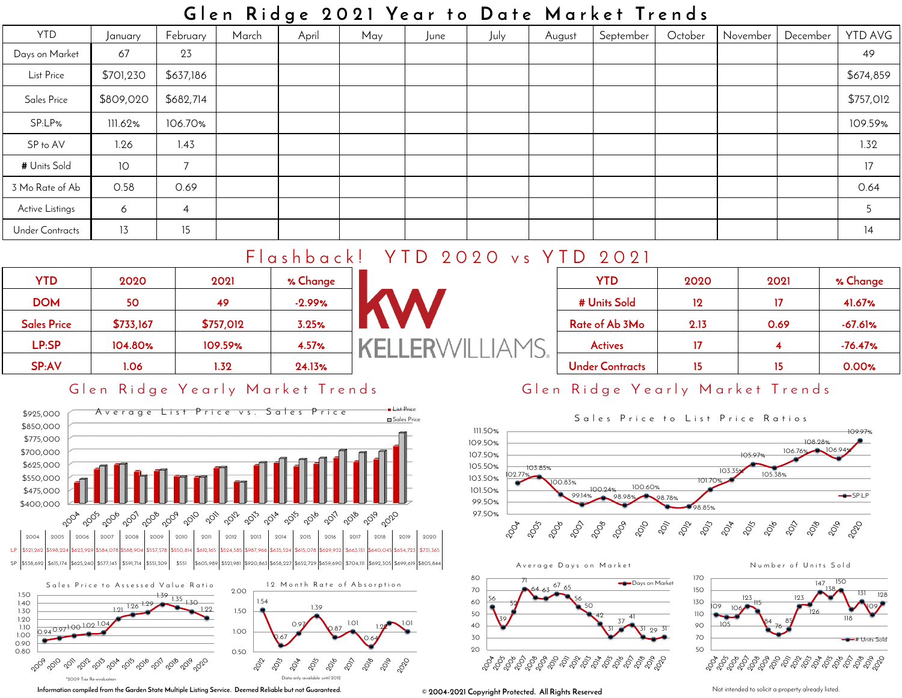# Glen Ridge 2021 Year to Date Market Trends

| YTD | January | February | March | April | May | June | July | August | September | October | November | December | YTD AVG |
|---|---|---|---|---|---|---|---|---|---|---|---|---|---|
| Days on Market | 67 | 23 | | | | | | | | | | | 49 |
| List Price | $701,230 | $637,186 | | | | | | | | | | | $674,859 |
| Sales Price | $809,020 | $682,714 | | | | | | | | | | | $757,012 |
| SP:LP% | 111.62% | 106.70% | | | | | | | | | | | 109.59% |
| SP to AV | 1.26 | 1.43 | | | | | | | | | | | 1.32 |
| # Units Sold | 10 | 7 | | | | | | | | | | | 17 |
| 3 Mo Rate of Ab | 0.58 | 0.69 | | | | | | | | | | | 0.64 |
| Active Listings | 6 | 4 | | | | | | | | | | | 5 |
| Under Contracts | 13 | 15 | | | | | | | | | | | 14 |

## Flashback! YTD 2020 vs YTD 2021

| YTD | 2020 | 2021 | % Change |
|---|---|---|---|
| DOM | 50 | 49 | -2.99% |
| Sales Price | $733,167 | $757,012 | 3.25% |
| LP:SP | 104.80% | 109.59% | 4.57% |
| SP:AV | 1.06 | 1.32 | 24.13% |

KELLERWILLIAMS.

| YTD | 2020 | 2021 | % Change |
|---|---|---|---|
| # Units Sold | 12 | 17 | 41.67% |
| Rate of Ab 3Mo | 2.13 | 0.69 | -67.61% |
| Actives | 17 | 4 | -76.47% |
| Under Contracts | 15 | 15 | 0.00% |

## Glen Ridge Yearly Market Trends

Average List Price vs. Sales Price

List Price
Sales Price

$925,000
$850,000
$775,000
$700,000
$625,000
$550,000
$475,000
$400,000

| | 2004 | 2005 | 2006 | 2007 | 2008 | 2009 | 2010 | 2011 | 2012 | 2013 | 2014 | 2015 | 2016 | 2017 | 2018 | 2019 | 2020 |
|---|---|---|---|---|---|---|---|---|---|---|---|---|---|---|---|---|---|
| LP | $521,262 | $598,224 | $623,929 | $584,078 | $588,904 | $557,578 | $550,814 | $612,165 | $524,585 | $987,966 | $635,524 | $615,078 | $629,932 | $663,151 | $640,045 | $654,723 | $731,365 |
| SP | $538,692 | $615,174 | $625,240 | $577,145 | $591,714 | $551,309 | $551 | $605,989 | $521,981 | $920,863 | $658,227 | $652,729 | $659,690 | $704,111 | $692,305 | $699,619 | $805,844 |

## Glen Ridge Yearly Market Trends

Sales Price to List Price Ratios

SP:LP

102.77% (2004), 103.85% (2005), 100.83% (2006), 99.14% (2007), 100.24% (2008), 98.98% (2009), 100.60% (2010), 98.78% (2011), 98.85% (2012), 101.70% (2013), 103.35% (2014), 105.97% (2015), 105.38% (2016), 106.76% (2017), 108.28% (2018), 106.94% (2019), 109.97% (2020)

Sales Price to Assessed Value Ratio

0.94 (2009), 0.97 (2010), 1.00 (2011), 1.02 (2012), 1.04 (2013), 1.21 (2014), 1.26 (2015), 1.29 (2016), 1.39 (2017), 1.35 (2018), 1.30 (2019), 1.22 (2020)

*2009 Tax Re-evaluation

12 Month Rate of Absorption

1.54 (2012), 0.67 (2013), 0.97 (2014), 1.39 (2015), 0.87 (2016), 1.01 (2017), 0.64 (2018), 1.22 (2019), 1.01 (2020)

Data only available until 2012

Average Days on Market

Days on Market

56 (2004), 39 (2005), 52 (2006), 71 (2007), 64 (2008), 63 (2009), 67 (2010), 65 (2011), 56 (2012), 50 (2013), 42 (2014), 31 (2015), 37 (2016), 41 (2017), 31 (2018), 29 (2019), 31 (2020)

Number of Units Sold

# Units Sold

109 (2004), 105 (2005), 106 (2006), 123 (2007), 115 (2008), 84 (2009), 76 (2010), 85 (2011), 123 (2012), 126 (2013), 147 (2014), 138 (2015), 150 (2016), 118 (2017), 131 (2018), 109 (2019), 128 (2020)

Information compiled from the Garden State Multiple Listing Service. Deemed Reliable but not Guaranteed.

© 2004-2021 Copyright Protected. All Rights Reserved

Not intended to solicit a property already listed.